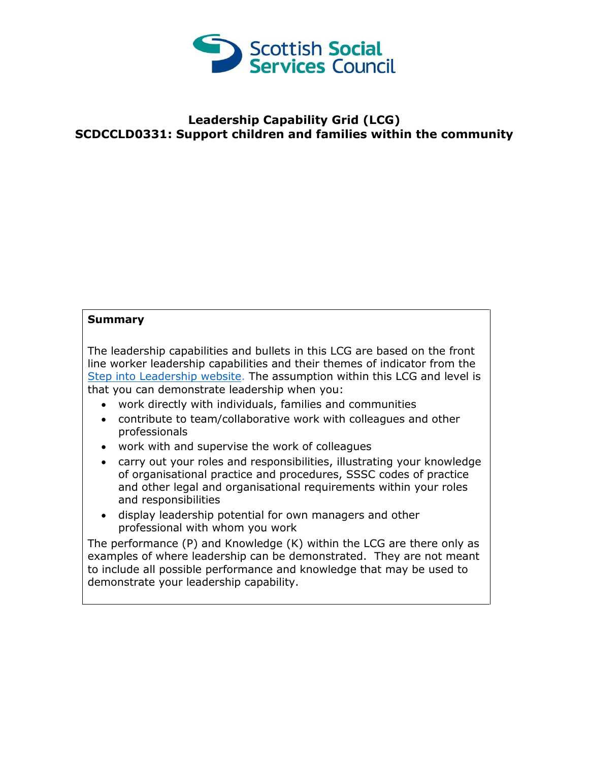Scottish Social Services Council

# Leadership Capability Grid (LCG)
# SCDCCLD0331: Support children and families within the community

**Summary**

The leadership capabilities and bullets in this LCG are based on the front line worker leadership capabilities and their themes of indicator from the Step into Leadership website. The assumption within this LCG and level is that you can demonstrate leadership when you:

- work directly with individuals, families and communities
- contribute to team/collaborative work with colleagues and other professionals
- work with and supervise the work of colleagues
- carry out your roles and responsibilities, illustrating your knowledge of organisational practice and procedures, SSSC codes of practice and other legal and organisational requirements within your roles and responsibilities
- display leadership potential for own managers and other professional with whom you work

The performance (P) and Knowledge (K) within the LCG are there only as examples of where leadership can be demonstrated. They are not meant to include all possible performance and knowledge that may be used to demonstrate your leadership capability.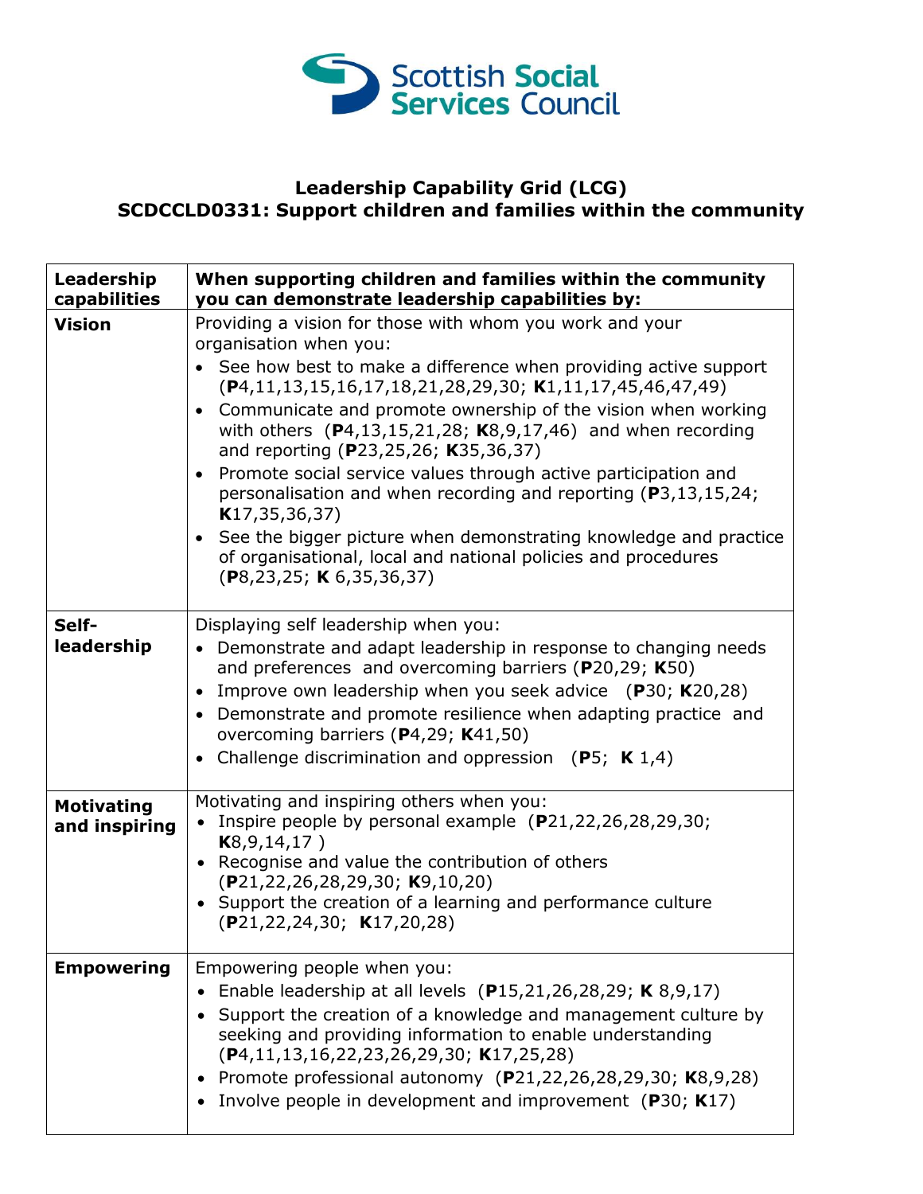**Leadership Capability Grid (LCG)**
**SCDCCLD0331: Support children and families within the community**

| Leadership capabilities | When supporting children and families within the community you can demonstrate leadership capabilities by: |
|---|---|
| **Vision** | Providing a vision for those with whom you work and your organisation when you: <br>• See how best to make a difference when providing active support (**P**4,11,13,15,16,17,18,21,28,29,30; **K**1,11,17,45,46,47,49) <br>• Communicate and promote ownership of the vision when working with others (**P**4,13,15,21,28; **K**8,9,17,46) and when recording and reporting (**P**23,25,26; **K**35,36,37) <br>• Promote social service values through active participation and personalisation and when recording and reporting (**P**3,13,15,24; **K**17,35,36,37) <br>• See the bigger picture when demonstrating knowledge and practice of organisational, local and national policies and procedures (**P**8,23,25; **K** 6,35,36,37) |
| **Self-leadership** | Displaying self leadership when you: <br>• Demonstrate and adapt leadership in response to changing needs and preferences and overcoming barriers (**P**20,29; **K**50) <br>• Improve own leadership when you seek advice (**P**30; **K**20,28) <br>• Demonstrate and promote resilience when adapting practice and overcoming barriers (**P**4,29; **K**41,50) <br>• Challenge discrimination and oppression (**P**5; **K** 1,4) |
| **Motivating and inspiring** | Motivating and inspiring others when you: <br>• Inspire people by personal example (**P**21,22,26,28,29,30; **K**8,9,14,17 ) <br>• Recognise and value the contribution of others (**P**21,22,26,28,29,30; **K**9,10,20) <br>• Support the creation of a learning and performance culture (**P**21,22,24,30; **K**17,20,28) |
| **Empowering** | Empowering people when you: <br>• Enable leadership at all levels (**P**15,21,26,28,29; **K** 8,9,17) <br>• Support the creation of a knowledge and management culture by seeking and providing information to enable understanding (**P**4,11,13,16,22,23,26,29,30; **K**17,25,28) <br>• Promote professional autonomy (**P**21,22,26,28,29,30; **K**8,9,28) <br>• Involve people in development and improvement (**P**30; **K**17) |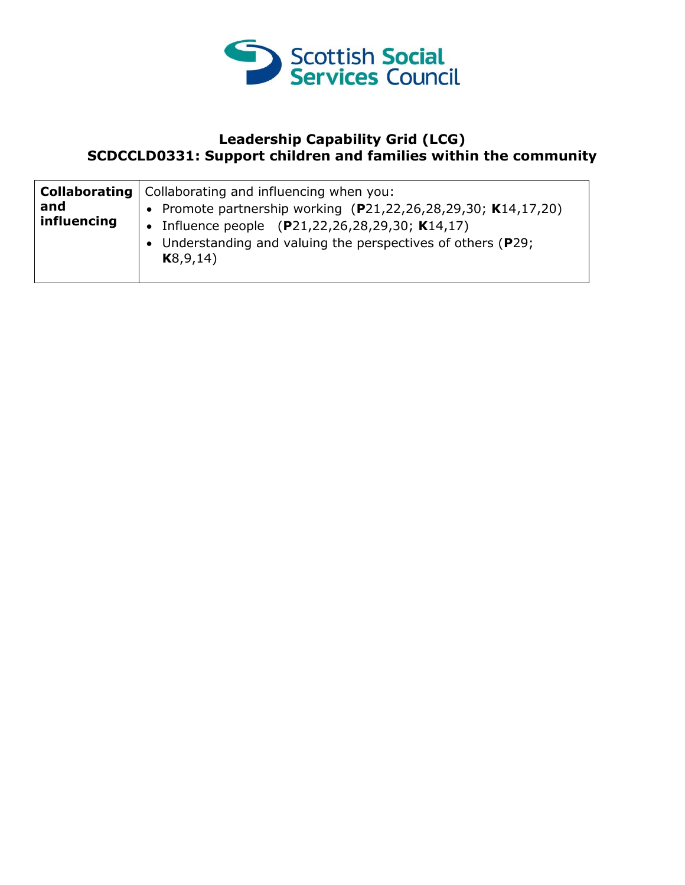**Leadership Capability Grid (LCG)**
**SCDCCLD0331: Support children and families within the community**

| | |
|---|---|
| **Collaborating and influencing** | Collaborating and influencing when you:<br>• Promote partnership working (**P**21,22,26,28,29,30; **K**14,17,20)<br>• Influence people (**P**21,22,26,28,29,30; **K**14,17)<br>• Understanding and valuing the perspectives of others (**P**29; **K**8,9,14) |